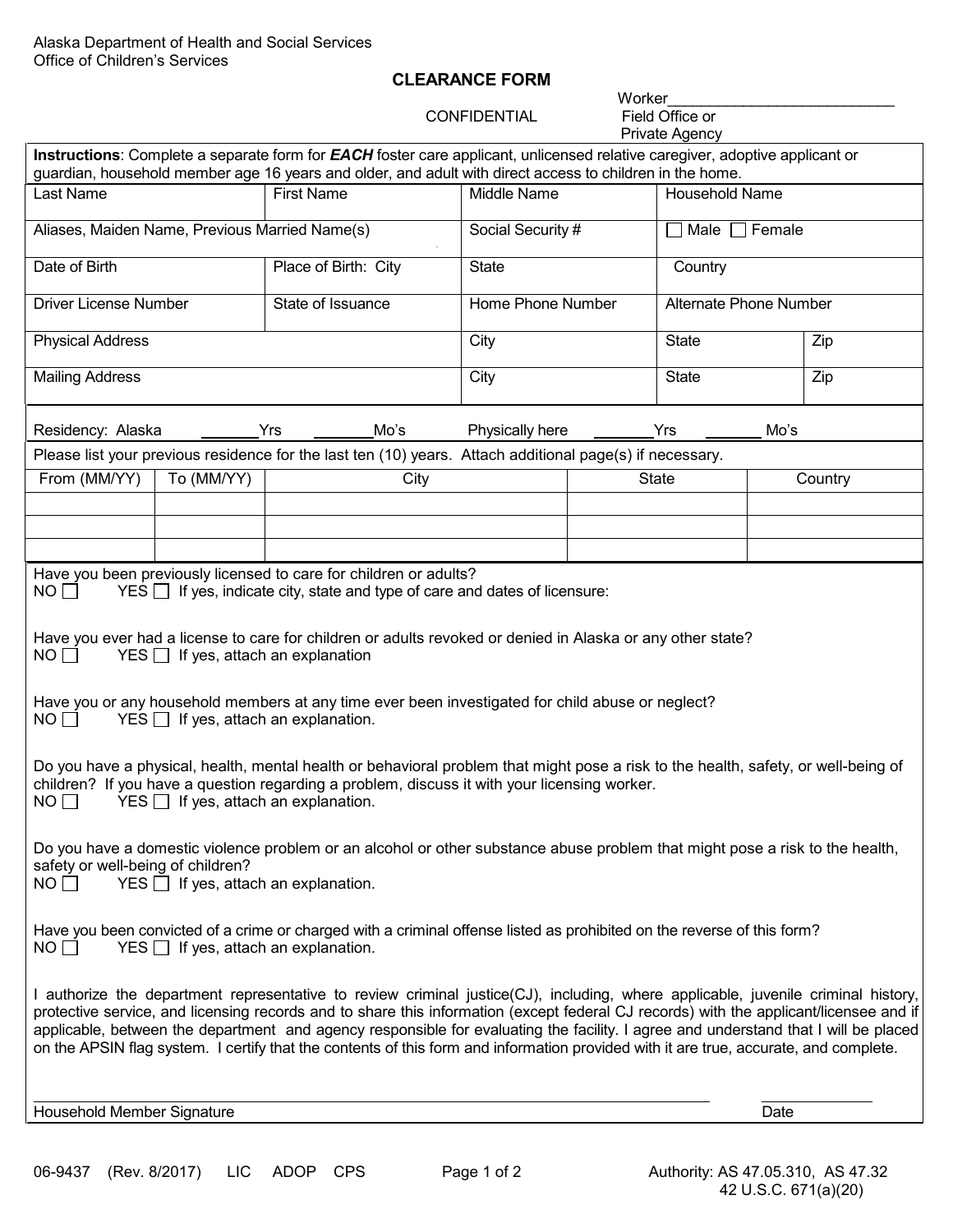Alaska Department of Health and Social Services
Office of Children's Services

# CLEARANCE FORM

CONFIDENTIAL

Worker___________________________
Field Office or
Private Agency

**Instructions**: Complete a separate form for ***EACH*** foster care applicant, unlicensed relative caregiver, adoptive applicant or guardian, household member age 16 years and older, and adult with direct access to children in the home.

| Last Name | First Name | Middle Name | Household Name | |
|---|---|---|---|---|
| Aliases, Maiden Name, Previous Married Name(s) | | Social Security # | ☐ Male ☐ Female | |
| Date of Birth | Place of Birth: City | State | Country | |
| Driver License Number | State of Issuance | Home Phone Number | Alternate Phone Number | |
| Physical Address | | City | State | Zip |
| Mailing Address | | City | State | Zip |

Residency: Alaska _______Yrs _______Mo's Physically here _______Yrs _______ Mo's

Please list your previous residence for the last ten (10) years. Attach additional page(s) if necessary.

| From (MM/YY) | To (MM/YY) | City | State | Country |
|---|---|---|---|---|
| | | | | |
| | | | | |
| | | | | |

Have you been previously licensed to care for children or adults?
NO ☐ YES ☐ If yes, indicate city, state and type of care and dates of licensure:

Have you ever had a license to care for children or adults revoked or denied in Alaska or any other state?
NO ☐ YES ☐ If yes, attach an explanation

Have you or any household members at any time ever been investigated for child abuse or neglect?
NO ☐ YES ☐ If yes, attach an explanation.

Do you have a physical, health, mental health or behavioral problem that might pose a risk to the health, safety, or well-being of children? If you have a question regarding a problem, discuss it with your licensing worker.
NO ☐ YES ☐ If yes, attach an explanation.

Do you have a domestic violence problem or an alcohol or other substance abuse problem that might pose a risk to the health, safety or well-being of children?
NO ☐ YES ☐ If yes, attach an explanation.

Have you been convicted of a crime or charged with a criminal offense listed as prohibited on the reverse of this form?
NO ☐ YES ☐ If yes, attach an explanation.

I authorize the department representative to review criminal justice(CJ), including, where applicable, juvenile criminal history, protective service, and licensing records and to share this information (except federal CJ records) with the applicant/licensee and if applicable, between the department and agency responsible for evaluating the facility. I agree and understand that I will be placed on the APSIN flag system. I certify that the contents of this form and information provided with it are true, accurate, and complete.

_______________________________________________ _______________
Household Member Signature Date

06-9437 (Rev. 8/2017) LIC ADOP CPS

Authority: AS 47.05.310, AS 47.32
42 U.S.C. 671(a)(20)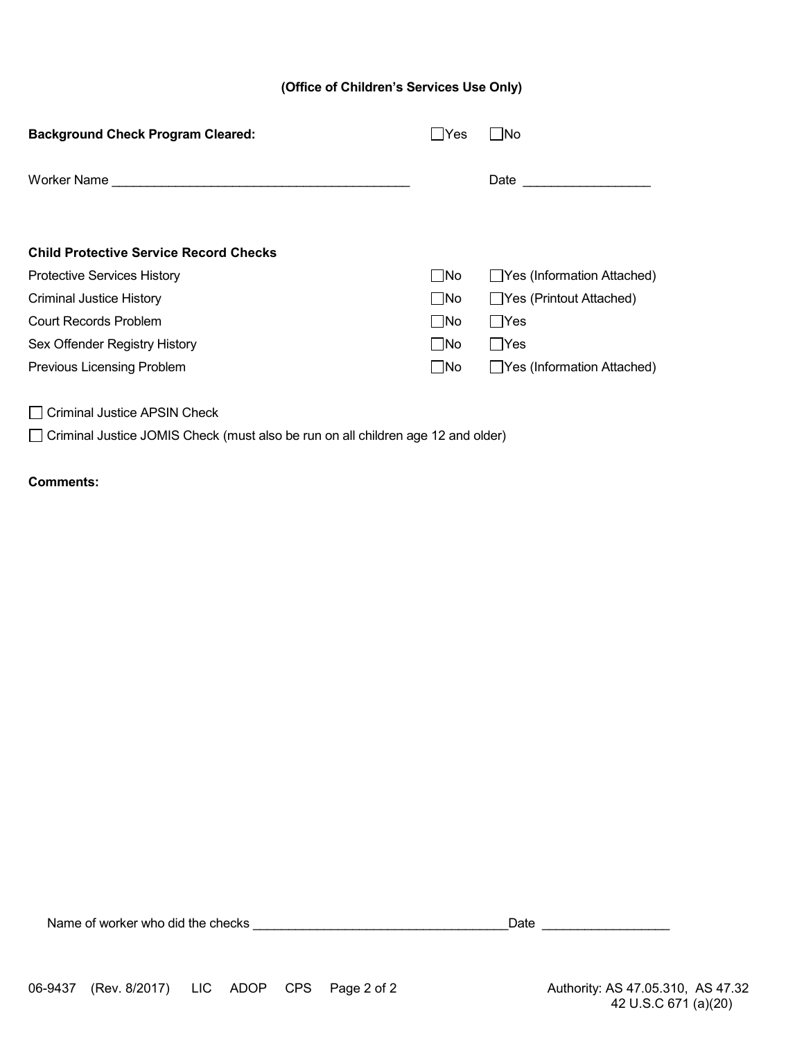**(Office of Children's Services Use Only)**

**Background Check Program Cleared:** ☐ Yes ☐ No

Worker Name ________________________________________ Date _________________

**Child Protective Service Record Checks**

| | | |
|---|---|---|
| Protective Services History | ☐ No | ☐ Yes (Information Attached) |
| Criminal Justice History | ☐ No | ☐ Yes (Printout Attached) |
| Court Records Problem | ☐ No | ☐ Yes |
| Sex Offender Registry History | ☐ No | ☐ Yes |
| Previous Licensing Problem | ☐ No | ☐ Yes (Information Attached) |

☐ Criminal Justice APSIN Check

☐ Criminal Justice JOMIS Check (must also be run on all children age 12 and older)

**Comments:**

Name of worker who did the checks ___________________________________ Date _________________

06-9437 (Rev. 8/2017) LIC ADOP CPS

Authority: AS 47.05.310, AS 47.32
42 U.S.C 671 (a)(20)